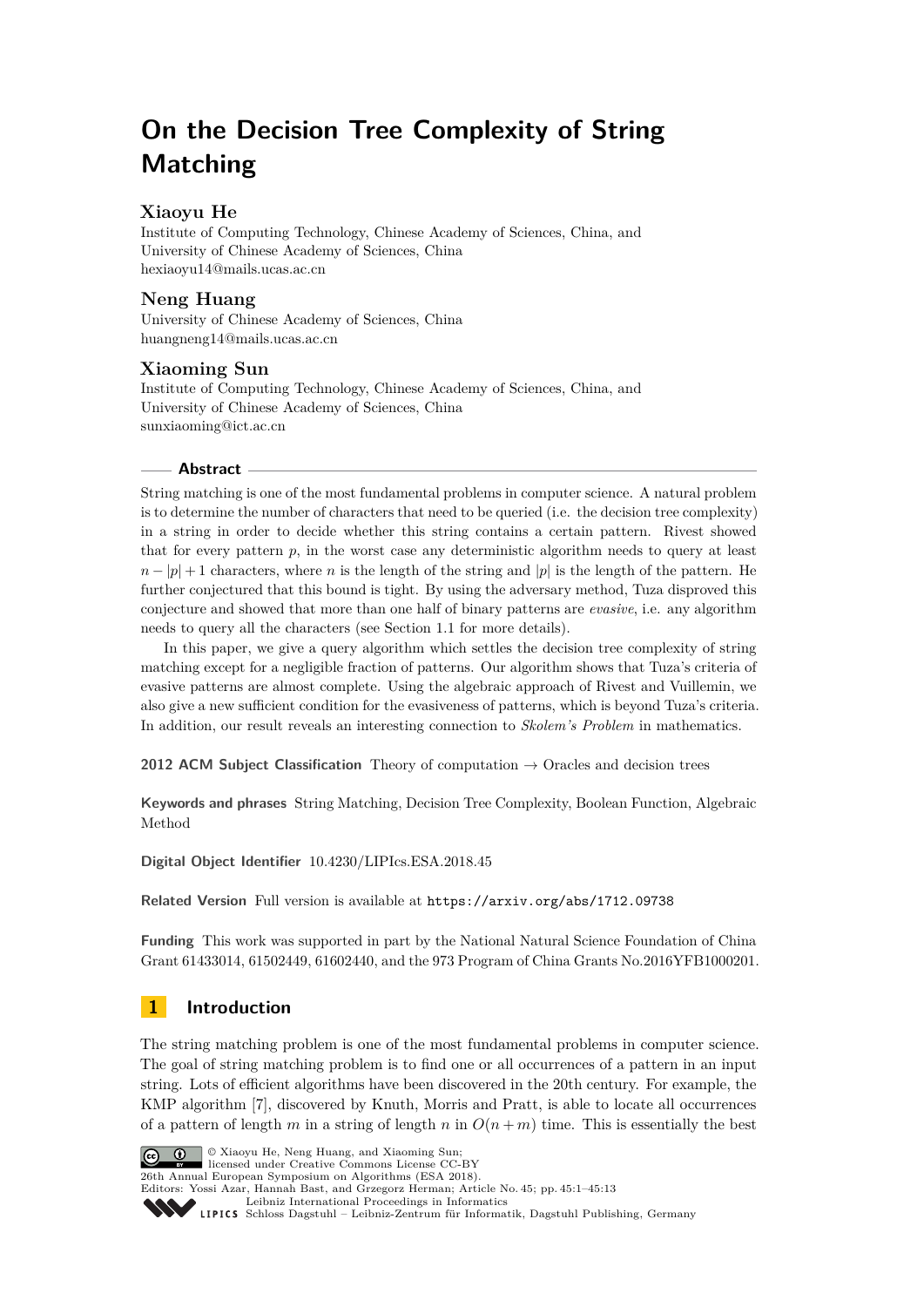# On the Decision Tree Complexity of String Matching

**Xiaoyu He**

Institute of Computing Technology, Chinese Academy of Sciences, China, and
University of Chinese Academy of Sciences, China
hexiaoyu14@mails.ucas.ac.cn

**Neng Huang**

University of Chinese Academy of Sciences, China
huangneng14@mails.ucas.ac.cn

**Xiaoming Sun**

Institute of Computing Technology, Chinese Academy of Sciences, China, and
University of Chinese Academy of Sciences, China
sunxiaoming@ict.ac.cn

## Abstract

String matching is one of the most fundamental problems in computer science. A natural problem is to determine the number of characters that need to be queried (i.e. the decision tree complexity) in a string in order to decide whether this string contains a certain pattern. Rivest showed that for every pattern $p$, in the worst case any deterministic algorithm needs to query at least $n - |p| + 1$ characters, where $n$ is the length of the string and $|p|$ is the length of the pattern. He further conjectured that this bound is tight. By using the adversary method, Tuza disproved this conjecture and showed that more than one half of binary patterns are *evasive*, i.e. any algorithm needs to query all the characters (see Section 1.1 for more details).

In this paper, we give a query algorithm which settles the decision tree complexity of string matching except for a negligible fraction of patterns. Our algorithm shows that Tuza's criteria of evasive patterns are almost complete. Using the algebraic approach of Rivest and Vuillemin, we also give a new sufficient condition for the evasiveness of patterns, which is beyond Tuza's criteria. In addition, our result reveals an interesting connection to *Skolem's Problem* in mathematics.

**2012 ACM Subject Classification** Theory of computation → Oracles and decision trees

**Keywords and phrases** String Matching, Decision Tree Complexity, Boolean Function, Algebraic Method

**Digital Object Identifier** 10.4230/LIPIcs.ESA.2018.45

**Related Version** Full version is available at https://arxiv.org/abs/1712.09738

**Funding** This work was supported in part by the National Natural Science Foundation of China Grant 61433014, 61502449, 61602440, and the 973 Program of China Grants No.2016YFB1000201.

## 1 Introduction

The string matching problem is one of the most fundamental problems in computer science. The goal of string matching problem is to find one or all occurrences of a pattern in an input string. Lots of efficient algorithms have been discovered in the 20th century. For example, the KMP algorithm [7], discovered by Knuth, Morris and Pratt, is able to locate all occurrences of a pattern of length $m$ in a string of length $n$ in $O(n + m)$ time. This is essentially the best

© Xiaoyu He, Neng Huang, and Xiaoming Sun;
licensed under Creative Commons License CC-BY
26th Annual European Symposium on Algorithms (ESA 2018).
Editors: Yossi Azar, Hannah Bast, and Grzegorz Herman; Article No. 45; pp. 45:1–45:13
Leibniz International Proceedings in Informatics
Schloss Dagstuhl – Leibniz-Zentrum für Informatik, Dagstuhl Publishing, Germany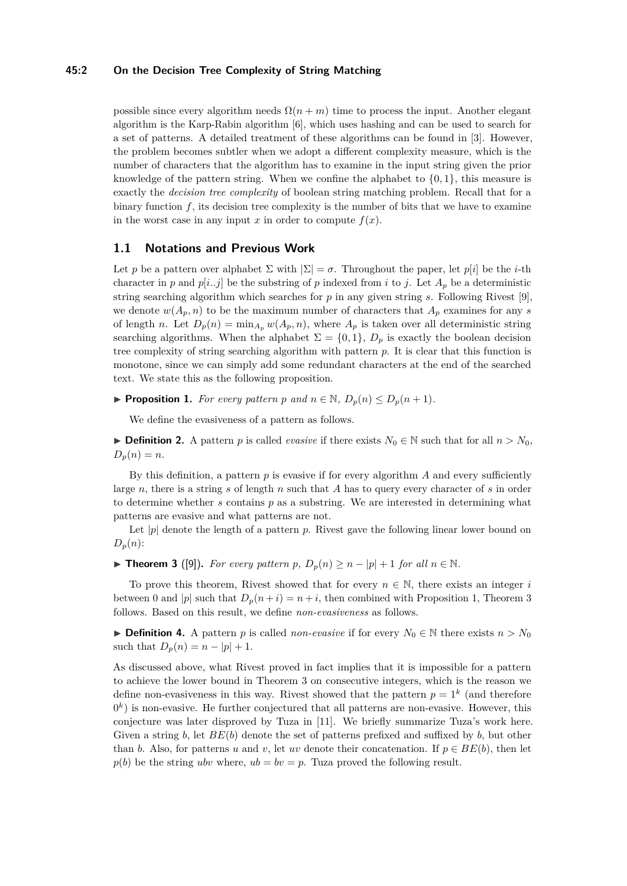possible since every algorithm needs $\Omega(n + m)$ time to process the input. Another elegant algorithm is the Karp-Rabin algorithm [6], which uses hashing and can be used to search for a set of patterns. A detailed treatment of these algorithms can be found in [3]. However, the problem becomes subtler when we adopt a different complexity measure, which is the number of characters that the algorithm has to examine in the input string given the prior knowledge of the pattern string. When we confine the alphabet to $\{0, 1\}$, this measure is exactly the *decision tree complexity* of boolean string matching problem. Recall that for a binary function $f$, its decision tree complexity is the number of bits that we have to examine in the worst case in any input $x$ in order to compute $f(x)$.

## 1.1 Notations and Previous Work

Let $p$ be a pattern over alphabet $\Sigma$ with $|\Sigma| = \sigma$. Throughout the paper, let $p[i]$ be the $i$-th character in $p$ and $p[i..j]$ be the substring of $p$ indexed from $i$ to $j$. Let $A_p$ be a deterministic string searching algorithm which searches for $p$ in any given string $s$. Following Rivest [9], we denote $w(A_p, n)$ to be the maximum number of characters that $A_p$ examines for any $s$ of length $n$. Let $D_p(n) = \min_{A_p} w(A_p, n)$, where $A_p$ is taken over all deterministic string searching algorithms. When the alphabet $\Sigma = \{0, 1\}$, $D_p$ is exactly the boolean decision tree complexity of string searching algorithm with pattern $p$. It is clear that this function is monotone, since we can simply add some redundant characters at the end of the searched text. We state this as the following proposition.

▶ **Proposition 1.** *For every pattern $p$ and $n \in \mathbb{N}$, $D_p(n) \leq D_p(n+1)$.*

We define the evasiveness of a pattern as follows.

▶ **Definition 2.** A pattern $p$ is called *evasive* if there exists $N_0 \in \mathbb{N}$ such that for all $n > N_0$, $D_p(n) = n$.

By this definition, a pattern $p$ is evasive if for every algorithm $A$ and every sufficiently large $n$, there is a string $s$ of length $n$ such that $A$ has to query every character of $s$ in order to determine whether $s$ contains $p$ as a substring. We are interested in determining what patterns are evasive and what patterns are not.

Let $|p|$ denote the length of a pattern $p$. Rivest gave the following linear lower bound on $D_p(n)$:

▶ **Theorem 3** ([9]). *For every pattern $p$, $D_p(n) \geq n - |p| + 1$ for all $n \in \mathbb{N}$.*

To prove this theorem, Rivest showed that for every $n \in \mathbb{N}$, there exists an integer $i$ between 0 and $|p|$ such that $D_p(n+i) = n+i$, then combined with Proposition 1, Theorem 3 follows. Based on this result, we define *non-evasiveness* as follows.

▶ **Definition 4.** A pattern $p$ is called *non-evasive* if for every $N_0 \in \mathbb{N}$ there exists $n > N_0$ such that $D_p(n) = n - |p| + 1$.

As discussed above, what Rivest proved in fact implies that it is impossible for a pattern to achieve the lower bound in Theorem 3 on consecutive integers, which is the reason we define non-evasiveness in this way. Rivest showed that the pattern $p = 1^k$ (and therefore $0^k$) is non-evasive. He further conjectured that all patterns are non-evasive. However, this conjecture was later disproved by Tuza in [11]. We briefly summarize Tuza's work here. Given a string $b$, let $BE(b)$ denote the set of patterns prefixed and suffixed by $b$, but other than $b$. Also, for patterns $u$ and $v$, let $uv$ denote their concatenation. If $p \in BE(b)$, then let $p(b)$ be the string $ubv$ where, $ub = bv = p$. Tuza proved the following result.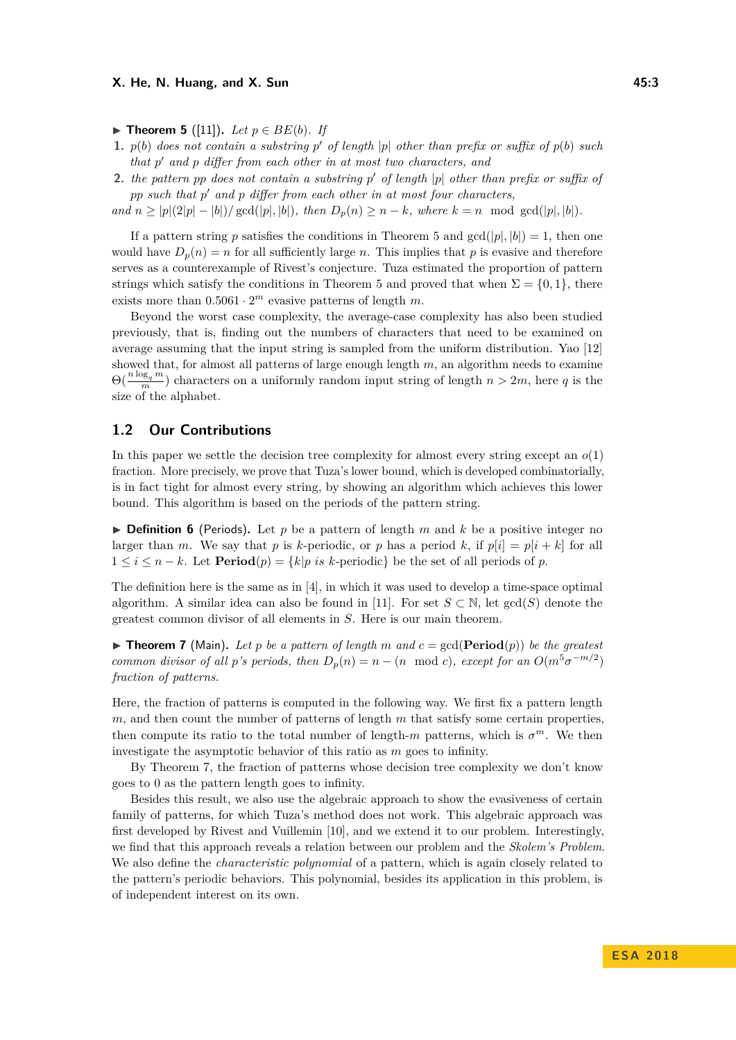▶ **Theorem 5** ([11]). *Let $p \in BE(b)$. If*

1. *$p(b)$ does not contain a substring $p'$ of length $|p|$ other than prefix or suffix of $p(b)$ such that $p'$ and $p$ differ from each other in at most two characters, and*
2. *the pattern $pp$ does not contain a substring $p'$ of length $|p|$ other than prefix or suffix of $pp$ such that $p'$ and $p$ differ from each other in at most four characters,*

*and $n \geq |p|(2|p| - |b|)/\gcd(|p|, |b|)$, then $D_p(n) \geq n - k$, where $k = n \mod \gcd(|p|, |b|)$.*

If a pattern string $p$ satisfies the conditions in Theorem 5 and $\gcd(|p|, |b|) = 1$, then one would have $D_p(n) = n$ for all sufficiently large $n$. This implies that $p$ is evasive and therefore serves as a counterexample of Rivest's conjecture. Tuza estimated the proportion of pattern strings which satisfy the conditions in Theorem 5 and proved that when $\Sigma = \{0, 1\}$, there exists more than $0.5061 \cdot 2^m$ evasive patterns of length $m$.

Beyond the worst case complexity, the average-case complexity has also been studied previously, that is, finding out the numbers of characters that need to be examined on average assuming that the input string is sampled from the uniform distribution. Yao [12] showed that, for almost all patterns of large enough length $m$, an algorithm needs to examine $\Theta(\frac{n \log_q m}{m})$ characters on a uniformly random input string of length $n > 2m$, here $q$ is the size of the alphabet.

## 1.2 Our Contributions

In this paper we settle the decision tree complexity for almost every string except an $o(1)$ fraction. More precisely, we prove that Tuza's lower bound, which is developed combinatorially, is in fact tight for almost every string, by showing an algorithm which achieves this lower bound. This algorithm is based on the periods of the pattern string.

▶ **Definition 6** (Periods). Let $p$ be a pattern of length $m$ and $k$ be a positive integer no larger than $m$. We say that $p$ is $k$-periodic, or $p$ has a period $k$, if $p[i] = p[i + k]$ for all $1 \leq i \leq n - k$. Let $\mathbf{Period}(p) = \{k | p \text{ is } k\text{-periodic}\}$ be the set of all periods of $p$.

The definition here is the same as in [4], in which it was used to develop a time-space optimal algorithm. A similar idea can also be found in [11]. For set $S \subset \mathbb{N}$, let $\gcd(S)$ denote the greatest common divisor of all elements in $S$. Here is our main theorem.

▶ **Theorem 7** (Main). *Let $p$ be a pattern of length $m$ and $c = \gcd(\mathbf{Period}(p))$ be the greatest common divisor of all $p$'s periods, then $D_p(n) = n - (n \mod c)$, except for an $O(m^5 \sigma^{-m/2})$ fraction of patterns.*

Here, the fraction of patterns is computed in the following way. We first fix a pattern length $m$, and then count the number of patterns of length $m$ that satisfy some certain properties, then compute its ratio to the total number of length-$m$ patterns, which is $\sigma^m$. We then investigate the asymptotic behavior of this ratio as $m$ goes to infinity.

By Theorem 7, the fraction of patterns whose decision tree complexity we don't know goes to 0 as the pattern length goes to infinity.

Besides this result, we also use the algebraic approach to show the evasiveness of certain family of patterns, for which Tuza's method does not work. This algebraic approach was first developed by Rivest and Vuillemin [10], and we extend it to our problem. Interestingly, we find that this approach reveals a relation between our problem and the *Skolem's Problem*. We also define the *characteristic polynomial* of a pattern, which is again closely related to the pattern's periodic behaviors. This polynomial, besides its application in this problem, is of independent interest on its own.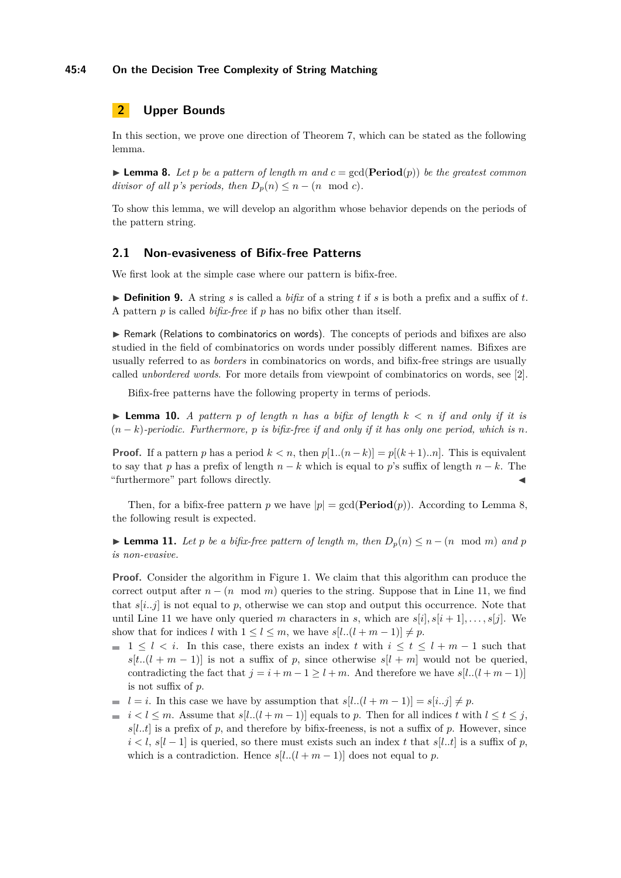## 2 Upper Bounds

In this section, we prove one direction of Theorem 7, which can be stated as the following lemma.

▶ **Lemma 8.** *Let $p$ be a pattern of length $m$ and $c = \gcd(\mathbf{Period}(p))$ be the greatest common divisor of all $p$'s periods, then $D_p(n) \leq n - (n \mod c)$.*

To show this lemma, we will develop an algorithm whose behavior depends on the periods of the pattern string.

### 2.1 Non-evasiveness of Bifix-free Patterns

We first look at the simple case where our pattern is bifix-free.

▶ **Definition 9.** A string $s$ is called a *bifix* of a string $t$ if $s$ is both a prefix and a suffix of $t$. A pattern $p$ is called *bifix-free* if $p$ has no bifix other than itself.

▶ Remark (Relations to combinatorics on words). The concepts of periods and bifixes are also studied in the field of combinatorics on words under possibly different names. Bifixes are usually referred to as *borders* in combinatorics on words, and bifix-free strings are usually called *unbordered words*. For more details from viewpoint of combinatorics on words, see [2].

Bifix-free patterns have the following property in terms of periods.

▶ **Lemma 10.** *A pattern $p$ of length $n$ has a bifix of length $k < n$ if and only if it is $(n-k)$-periodic. Furthermore, $p$ is bifix-free if and only if it has only one period, which is $n$.*

**Proof.** If a pattern $p$ has a period $k < n$, then $p[1..(n-k)] = p[(k+1)..n]$. This is equivalent to say that $p$ has a prefix of length $n-k$ which is equal to $p$'s suffix of length $n-k$. The "furthermore" part follows directly. ◀

Then, for a bifix-free pattern $p$ we have $|p| = \gcd(\mathbf{Period}(p))$. According to Lemma 8, the following result is expected.

▶ **Lemma 11.** *Let $p$ be a bifix-free pattern of length $m$, then $D_p(n) \leq n - (n \mod m)$ and $p$ is non-evasive.*

**Proof.** Consider the algorithm in Figure 1. We claim that this algorithm can produce the correct output after $n - (n \mod m)$ queries to the string. Suppose that in Line 11, we find that $s[i..j]$ is not equal to $p$, otherwise we can stop and output this occurrence. Note that until Line 11 we have only queried $m$ characters in $s$, which are $s[i], s[i+1], \ldots, s[j]$. We show that for indices $l$ with $1 \leq l \leq m$, we have $s[l..(l+m-1)] \neq p$.

- $1 \leq l < i$. In this case, there exists an index $t$ with $i \leq t \leq l+m-1$ such that $s[t..(l+m-1)]$ is not a suffix of $p$, since otherwise $s[l+m]$ would not be queried, contradicting the fact that $j = i+m-1 \geq l+m$. And therefore we have $s[l..(l+m-1)]$ is not suffix of $p$.
- $l = i$. In this case we have by assumption that $s[l..(l+m-1)] = s[i..j] \neq p$.
- $i < l \leq m$. Assume that $s[l..(l+m-1)]$ equals to $p$. Then for all indices $t$ with $l \leq t \leq j$, $s[l..t]$ is a prefix of $p$, and therefore by bifix-freeness, is not a suffix of $p$. However, since $i < l$, $s[l-1]$ is queried, so there must exists such an index $t$ that $s[l..t]$ is a suffix of $p$, which is a contradiction. Hence $s[l..(l+m-1)]$ does not equal to $p$.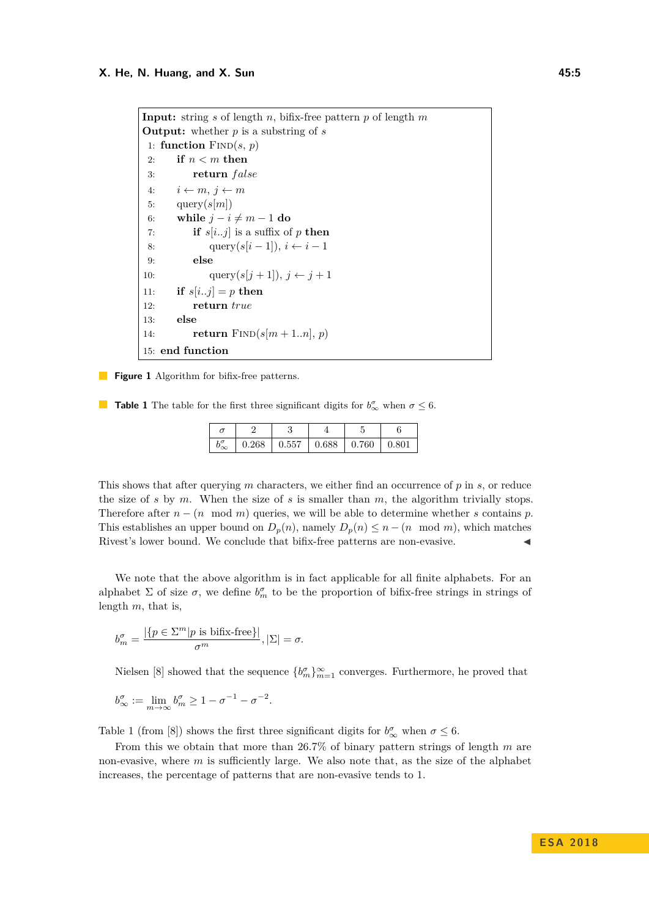```
Input: string s of length n, bifix-free pattern p of length m
Output: whether p is a substring of s
 1: function FIND(s, p)
 2:     if n < m then
 3:         return false
 4:     i ← m, j ← m
 5:     query(s[m])
 6:     while j − i ≠ m − 1 do
 7:         if s[i..j] is a suffix of p then
 8:             query(s[i − 1]), i ← i − 1
 9:         else
10:             query(s[j + 1]), j ← j + 1
11:     if s[i..j] = p then
12:         return true
13:     else
14:         return FIND(s[m + 1..n], p)
15: end function
```

**Figure 1** Algorithm for bifix-free patterns.

**Table 1** The table for the first three significant digits for $b_\infty^\sigma$ when $\sigma \leq 6$.

| $\sigma$ | 2 | 3 | 4 | 5 | 6 |
|---|---|---|---|---|---|
| $b_\infty^\sigma$ | 0.268 | 0.557 | 0.688 | 0.760 | 0.801 |

This shows that after querying $m$ characters, we either find an occurrence of $p$ in $s$, or reduce the size of $s$ by $m$. When the size of $s$ is smaller than $m$, the algorithm trivially stops. Therefore after $n - (n \mod m)$ queries, we will be able to determine whether $s$ contains $p$. This establishes an upper bound on $D_p(n)$, namely $D_p(n) \leq n - (n \mod m)$, which matches Rivest's lower bound. We conclude that bifix-free patterns are non-evasive. ◀

We note that the above algorithm is in fact applicable for all finite alphabets. For an alphabet $\Sigma$ of size $\sigma$, we define $b_m^\sigma$ to be the proportion of bifix-free strings in strings of length $m$, that is,

$$b_m^\sigma = \frac{|\{p \in \Sigma^m | p \text{ is bifix-free}\}|}{\sigma^m}, |\Sigma| = \sigma.$$

Nielsen [8] showed that the sequence $\{b_m^\sigma\}_{m=1}^\infty$ converges. Furthermore, he proved that

$$b_\infty^\sigma := \lim_{m \to \infty} b_m^\sigma \geq 1 - \sigma^{-1} - \sigma^{-2}.$$

Table 1 (from [8]) shows the first three significant digits for $b_\infty^\sigma$ when $\sigma \leq 6$.

From this we obtain that more than 26.7% of binary pattern strings of length $m$ are non-evasive, where $m$ is sufficiently large. We also note that, as the size of the alphabet increases, the percentage of patterns that are non-evasive tends to 1.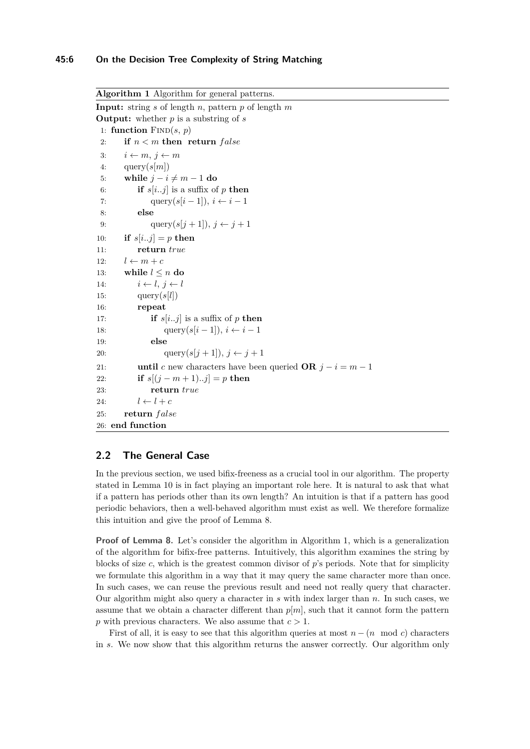**Algorithm 1** Algorithm for general patterns.

```
Input: string s of length n, pattern p of length m
Output: whether p is a substring of s
 1: function FIND(s, p)
 2:     if n < m then return false
 3:     i ← m, j ← m
 4:     query(s[m])
 5:     while j − i ≠ m − 1 do
 6:         if s[i..j] is a suffix of p then
 7:             query(s[i − 1]), i ← i − 1
 8:         else
 9:             query(s[j + 1]), j ← j + 1
10:     if s[i..j] = p then
11:         return true
12:     l ← m + c
13:     while l ≤ n do
14:         i ← l, j ← l
15:         query(s[l])
16:         repeat
17:             if s[i..j] is a suffix of p then
18:                 query(s[i − 1]), i ← i − 1
19:             else
20:                 query(s[j + 1]), j ← j + 1
21:         until c new characters have been queried OR j − i = m − 1
22:         if s[(j − m + 1)..j] = p then
23:             return true
24:         l ← l + c
25:     return false
26: end function
```

## 2.2 The General Case

In the previous section, we used bifix-freeness as a crucial tool in our algorithm. The property stated in Lemma 10 is in fact playing an important role here. It is natural to ask that what if a pattern has periods other than its own length? An intuition is that if a pattern has good periodic behaviors, then a well-behaved algorithm must exist as well. We therefore formalize this intuition and give the proof of Lemma 8.

**Proof of Lemma 8.** Let's consider the algorithm in Algorithm 1, which is a generalization of the algorithm for bifix-free patterns. Intuitively, this algorithm examines the string by blocks of size $c$, which is the greatest common divisor of $p$'s periods. Note that for simplicity we formulate this algorithm in a way that it may query the same character more than once. In such cases, we can reuse the previous result and need not really query that character. Our algorithm might also query a character in $s$ with index larger than $n$. In such cases, we assume that we obtain a character different than $p[m]$, such that it cannot form the pattern $p$ with previous characters. We also assume that $c > 1$.

First of all, it is easy to see that this algorithm queries at most $n - (n \mod c)$ characters in $s$. We now show that this algorithm returns the answer correctly. Our algorithm only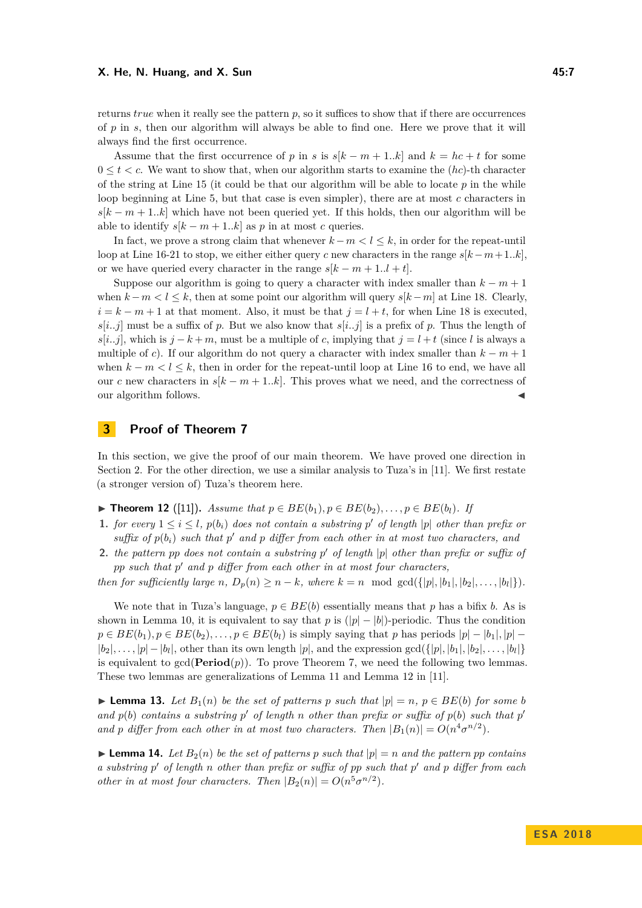returns *true* when it really see the pattern $p$, so it suffices to show that if there are occurrences of $p$ in $s$, then our algorithm will always be able to find one. Here we prove that it will always find the first occurrence.

Assume that the first occurrence of $p$ in $s$ is $s[k-m+1..k]$ and $k = hc + t$ for some $0 \le t < c$. We want to show that, when our algorithm starts to examine the $(hc)$-th character of the string at Line 15 (it could be that our algorithm will be able to locate $p$ in the while loop beginning at Line 5, but that case is even simpler), there are at most $c$ characters in $s[k-m+1..k]$ which have not been queried yet. If this holds, then our algorithm will be able to identify $s[k-m+1..k]$ as $p$ in at most $c$ queries.

In fact, we prove a strong claim that whenever $k - m < l \le k$, in order for the repeat-until loop at Line 16-21 to stop, we either either query $c$ new characters in the range $s[k-m+1..k]$, or we have queried every character in the range $s[k-m+1..l+t]$.

Suppose our algorithm is going to query a character with index smaller than $k - m + 1$ when $k - m < l \le k$, then at some point our algorithm will query $s[k-m]$ at Line 18. Clearly, $i = k - m + 1$ at that moment. Also, it must be that $j = l + t$, for when Line 18 is executed, $s[i..j]$ must be a suffix of $p$. But we also know that $s[i..j]$ is a prefix of $p$. Thus the length of $s[i..j]$, which is $j - k + m$, must be a multiple of $c$, implying that $j = l + t$ (since $l$ is always a multiple of $c$). If our algorithm do not query a character with index smaller than $k - m + 1$ when $k - m < l \le k$, then in order for the repeat-until loop at Line 16 to end, we have all our $c$ new characters in $s[k-m+1..k]$. This proves what we need, and the correctness of our algorithm follows. ◀

## 3 Proof of Theorem 7

In this section, we give the proof of our main theorem. We have proved one direction in Section 2. For the other direction, we use a similar analysis to Tuza's in [11]. We first restate (a stronger version of) Tuza's theorem here.

▶ **Theorem 12** ([11]). *Assume that* $p \in BE(b_1), p \in BE(b_2), \ldots, p \in BE(b_l)$*. If*

1. *for every* $1 \le i \le l$*,* $p(b_i)$ *does not contain a substring* $p'$ *of length* $|p|$ *other than prefix or suffix of* $p(b_i)$ *such that* $p'$ *and* $p$ *differ from each other in at most two characters, and*
2. *the pattern* $pp$ *does not contain a substring* $p'$ *of length* $|p|$ *other than prefix or suffix of* $pp$ *such that* $p'$ *and* $p$ *differ from each other in at most four characters,*

*then for sufficiently large* $n$*,* $D_p(n) \ge n - k$*, where* $k = n \mod \gcd(\{|p|, |b_1|, |b_2|, \ldots, |b_l|\})$*.*

We note that in Tuza's language, $p \in BE(b)$ essentially means that $p$ has a bifix $b$. As is shown in Lemma 10, it is equivalent to say that $p$ is $(|p| - |b|)$-periodic. Thus the condition $p \in BE(b_1), p \in BE(b_2), \ldots, p \in BE(b_l)$ is simply saying that $p$ has periods $|p| - |b_1|, |p| - |b_2|, \ldots, |p| - |b_l|$, other than its own length $|p|$, and the expression $\gcd(\{|p|, |b_1|, |b_2|, \ldots, |b_l|\})$ is equivalent to $\gcd(\mathbf{Period}(p))$. To prove Theorem 7, we need the following two lemmas. These two lemmas are generalizations of Lemma 11 and Lemma 12 in [11].

▶ **Lemma 13.** *Let* $B_1(n)$ *be the set of patterns* $p$ *such that* $|p| = n$*,* $p \in BE(b)$ *for some* $b$ *and* $p(b)$ *contains a substring* $p'$ *of length* $n$ *other than prefix or suffix of* $p(b)$ *such that* $p'$ *and* $p$ *differ from each other in at most two characters. Then* $|B_1(n)| = O(n^4\sigma^{n/2})$*.*

▶ **Lemma 14.** *Let* $B_2(n)$ *be the set of patterns* $p$ *such that* $|p| = n$ *and the pattern* $pp$ *contains a substring* $p'$ *of length* $n$ *other than prefix or suffix of* $pp$ *such that* $p'$ *and* $p$ *differ from each other in at most four characters. Then* $|B_2(n)| = O(n^5\sigma^{n/2})$*.*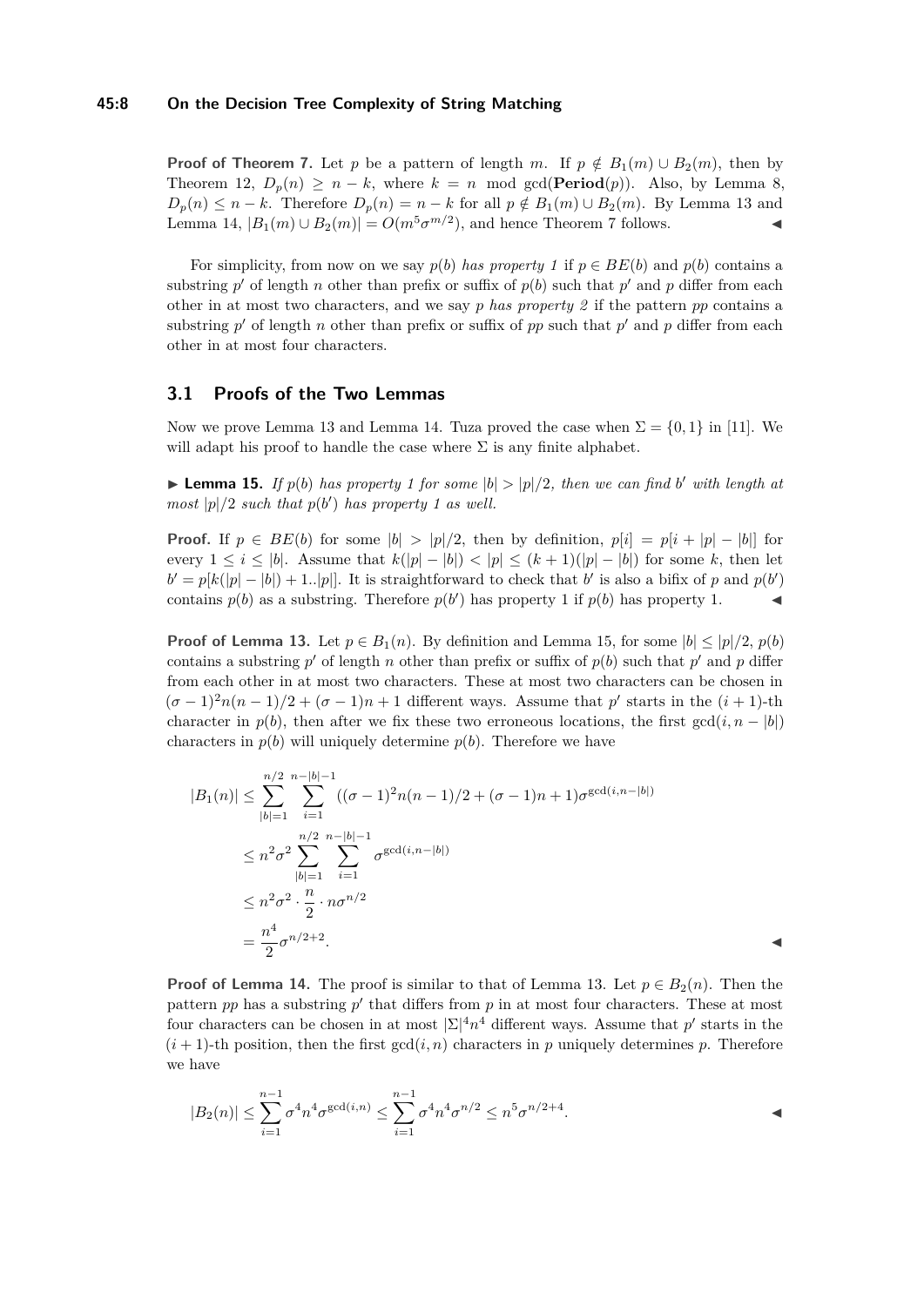**Proof of Theorem 7.** Let $p$ be a pattern of length $m$. If $p \notin B_1(m) \cup B_2(m)$, then by Theorem 12, $D_p(n) \geq n - k$, where $k = n \mod \gcd(\mathbf{Period}(p))$. Also, by Lemma 8, $D_p(n) \leq n - k$. Therefore $D_p(n) = n - k$ for all $p \notin B_1(m) \cup B_2(m)$. By Lemma 13 and Lemma 14, $|B_1(m) \cup B_2(m)| = O(m^5\sigma^{m/2})$, and hence Theorem 7 follows. ◀

For simplicity, from now on we say $p(b)$ *has property 1* if $p \in BE(b)$ and $p(b)$ contains a substring $p'$ of length $n$ other than prefix or suffix of $p(b)$ such that $p'$ and $p$ differ from each other in at most two characters, and we say $p$ *has property 2* if the pattern $pp$ contains a substring $p'$ of length $n$ other than prefix or suffix of $pp$ such that $p'$ and $p$ differ from each other in at most four characters.

## 3.1 Proofs of the Two Lemmas

Now we prove Lemma 13 and Lemma 14. Tuza proved the case when $\Sigma = \{0, 1\}$ in [11]. We will adapt his proof to handle the case where $\Sigma$ is any finite alphabet.

▶ **Lemma 15.** *If $p(b)$ has property 1 for some $|b| > |p|/2$, then we can find $b'$ with length at most $|p|/2$ such that $p(b')$ has property 1 as well.*

**Proof.** If $p \in BE(b)$ for some $|b| > |p|/2$, then by definition, $p[i] = p[i + |p| - |b|]$ for every $1 \leq i \leq |b|$. Assume that $k(|p| - |b|) < |p| \leq (k + 1)(|p| - |b|)$ for some $k$, then let $b' = p[k(|p| - |b|) + 1..|p|]$. It is straightforward to check that $b'$ is also a bifix of $p$ and $p(b')$ contains $p(b)$ as a substring. Therefore $p(b')$ has property 1 if $p(b)$ has property 1. ◀

**Proof of Lemma 13.** Let $p \in B_1(n)$. By definition and Lemma 15, for some $|b| \leq |p|/2$, $p(b)$ contains a substring $p'$ of length $n$ other than prefix or suffix of $p(b)$ such that $p'$ and $p$ differ from each other in at most two characters. These at most two characters can be chosen in $(\sigma - 1)^2 n(n - 1)/2 + (\sigma - 1)n + 1$ different ways. Assume that $p'$ starts in the $(i + 1)$-th character in $p(b)$, then after we fix these two erroneous locations, the first $\gcd(i, n - |b|)$ characters in $p(b)$ will uniquely determine $p(b)$. Therefore we have

$$
\begin{aligned}
|B_1(n)| &\leq \sum_{|b|=1}^{n/2} \sum_{i=1}^{n-|b|-1} ((\sigma - 1)^2 n(n - 1)/2 + (\sigma - 1)n + 1)\sigma^{\gcd(i, n-|b|)} \\
&\leq n^2\sigma^2 \sum_{|b|=1}^{n/2} \sum_{i=1}^{n-|b|-1} \sigma^{\gcd(i, n-|b|)} \\
&\leq n^2\sigma^2 \cdot \frac{n}{2} \cdot n\sigma^{n/2} \\
&= \frac{n^4}{2}\sigma^{n/2+2}.
\end{aligned}
$$

◀

**Proof of Lemma 14.** The proof is similar to that of Lemma 13. Let $p \in B_2(n)$. Then the pattern $pp$ has a substring $p'$ that differs from $p$ in at most four characters. These at most four characters can be chosen in at most $|\Sigma|^4 n^4$ different ways. Assume that $p'$ starts in the $(i + 1)$-th position, then the first $\gcd(i, n)$ characters in $p$ uniquely determines $p$. Therefore we have

$$
|B_2(n)| \leq \sum_{i=1}^{n-1} \sigma^4 n^4 \sigma^{\gcd(i,n)} \leq \sum_{i=1}^{n-1} \sigma^4 n^4 \sigma^{n/2} \leq n^5 \sigma^{n/2+4}.
$$

◀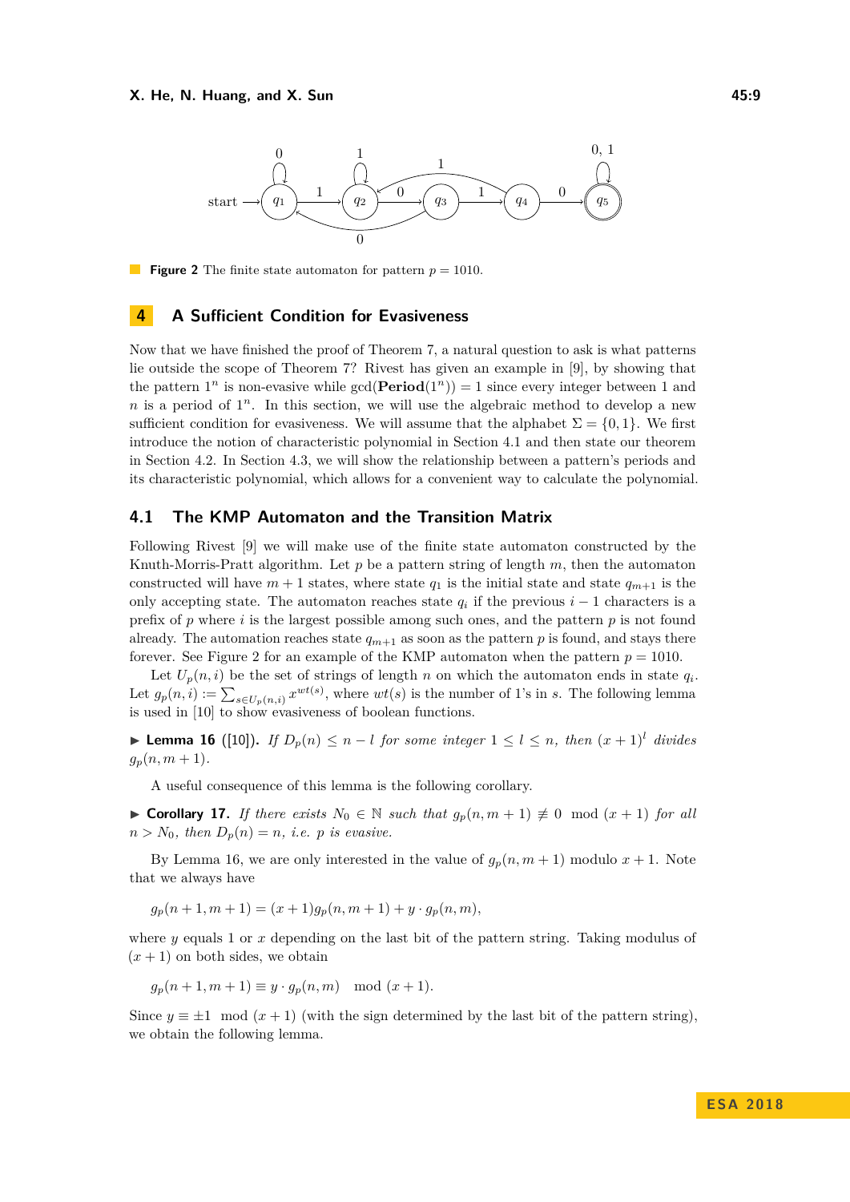start

0 1 0 1 0 1 1 0 0, 1

$q_1$ $q_2$ $q_3$ $q_4$ $q_5$

0

**Figure 2** The finite state automaton for pattern $p = 1010$.

## 4 A Sufficient Condition for Evasiveness

Now that we have finished the proof of Theorem 7, a natural question to ask is what patterns lie outside the scope of Theorem 7? Rivest has given an example in [9], by showing that the pattern $1^n$ is non-evasive while $\gcd(\mathbf{Period}(1^n)) = 1$ since every integer between 1 and $n$ is a period of $1^n$. In this section, we will use the algebraic method to develop a new sufficient condition for evasiveness. We will assume that the alphabet $\Sigma = \{0, 1\}$. We first introduce the notion of characteristic polynomial in Section 4.1 and then state our theorem in Section 4.2. In Section 4.3, we will show the relationship between a pattern's periods and its characteristic polynomial, which allows for a convenient way to calculate the polynomial.

### 4.1 The KMP Automaton and the Transition Matrix

Following Rivest [9] we will make use of the finite state automaton constructed by the Knuth-Morris-Pratt algorithm. Let $p$ be a pattern string of length $m$, then the automaton constructed will have $m + 1$ states, where state $q_1$ is the initial state and state $q_{m+1}$ is the only accepting state. The automaton reaches state $q_i$ if the previous $i - 1$ characters is a prefix of $p$ where $i$ is the largest possible among such ones, and the pattern $p$ is not found already. The automation reaches state $q_{m+1}$ as soon as the pattern $p$ is found, and stays there forever. See Figure 2 for an example of the KMP automaton when the pattern $p = 1010$.

Let $U_p(n, i)$ be the set of strings of length $n$ on which the automaton ends in state $q_i$. Let $g_p(n, i) := \sum_{s \in U_p(n,i)} x^{wt(s)}$, where $wt(s)$ is the number of 1's in $s$. The following lemma is used in [10] to show evasiveness of boolean functions.

▶ **Lemma 16** ([10]). *If $D_p(n) \leq n - l$ for some integer $1 \leq l \leq n$, then $(x + 1)^l$ divides $g_p(n, m + 1)$.*

A useful consequence of this lemma is the following corollary.

▶ **Corollary 17.** *If there exists $N_0 \in \mathbb{N}$ such that $g_p(n, m + 1) \not\equiv 0 \mod (x + 1)$ for all $n > N_0$, then $D_p(n) = n$, i.e. $p$ is evasive.*

By Lemma 16, we are only interested in the value of $g_p(n, m + 1)$ modulo $x + 1$. Note that we always have

$$g_p(n + 1, m + 1) = (x + 1)g_p(n, m + 1) + y \cdot g_p(n, m),$$

where $y$ equals 1 or $x$ depending on the last bit of the pattern string. Taking modulus of $(x + 1)$ on both sides, we obtain

$$g_p(n + 1, m + 1) \equiv y \cdot g_p(n, m) \mod (x + 1).$$

Since $y \equiv \pm 1 \mod (x + 1)$ (with the sign determined by the last bit of the pattern string), we obtain the following lemma.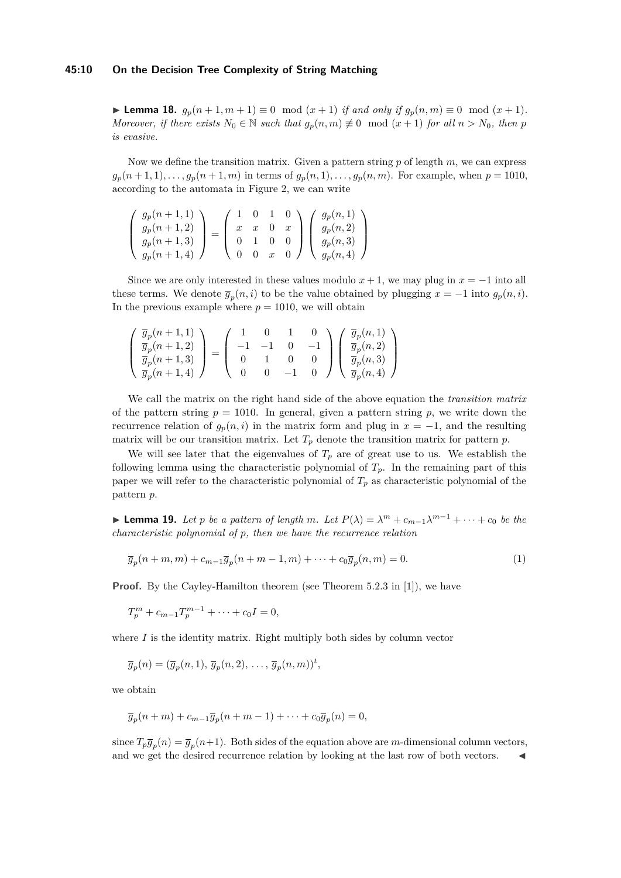▶ **Lemma 18.** *$g_p(n+1, m+1) \equiv 0 \mod (x+1)$ if and only if $g_p(n, m) \equiv 0 \mod (x+1)$. Moreover, if there exists $N_0 \in \mathbb{N}$ such that $g_p(n, m) \not\equiv 0 \mod (x+1)$ for all $n > N_0$, then $p$ is evasive.*

Now we define the transition matrix. Given a pattern string $p$ of length $m$, we can express $g_p(n+1, 1), \ldots, g_p(n+1, m)$ in terms of $g_p(n, 1), \ldots, g_p(n, m)$. For example, when $p = 1010$, according to the automata in Figure 2, we can write

$$\begin{pmatrix} g_p(n+1,1) \\ g_p(n+1,2) \\ g_p(n+1,3) \\ g_p(n+1,4) \end{pmatrix} = \begin{pmatrix} 1 & 0 & 1 & 0 \\ x & x & 0 & x \\ 0 & 1 & 0 & 0 \\ 0 & 0 & x & 0 \end{pmatrix} \begin{pmatrix} g_p(n,1) \\ g_p(n,2) \\ g_p(n,3) \\ g_p(n,4) \end{pmatrix}$$

Since we are only interested in these values modulo $x+1$, we may plug in $x = -1$ into all these terms. We denote $\overline{g}_p(n, i)$ to be the value obtained by plugging $x = -1$ into $g_p(n, i)$. In the previous example where $p = 1010$, we will obtain

$$\begin{pmatrix} \overline{g}_p(n+1,1) \\ \overline{g}_p(n+1,2) \\ \overline{g}_p(n+1,3) \\ \overline{g}_p(n+1,4) \end{pmatrix} = \begin{pmatrix} 1 & 0 & 1 & 0 \\ -1 & -1 & 0 & -1 \\ 0 & 1 & 0 & 0 \\ 0 & 0 & -1 & 0 \end{pmatrix} \begin{pmatrix} \overline{g}_p(n,1) \\ \overline{g}_p(n,2) \\ \overline{g}_p(n,3) \\ \overline{g}_p(n,4) \end{pmatrix}$$

We call the matrix on the right hand side of the above equation the *transition matrix* of the pattern string $p = 1010$. In general, given a pattern string $p$, we write down the recurrence relation of $g_p(n, i)$ in the matrix form and plug in $x = -1$, and the resulting matrix will be our transition matrix. Let $T_p$ denote the transition matrix for pattern $p$.

We will see later that the eigenvalues of $T_p$ are of great use to us. We establish the following lemma using the characteristic polynomial of $T_p$. In the remaining part of this paper we will refer to the characteristic polynomial of $T_p$ as characteristic polynomial of the pattern $p$.

▶ **Lemma 19.** *Let $p$ be a pattern of length $m$. Let $P(\lambda) = \lambda^m + c_{m-1}\lambda^{m-1} + \cdots + c_0$ be the characteristic polynomial of $p$, then we have the recurrence relation*

$$\overline{g}_p(n+m, m) + c_{m-1}\overline{g}_p(n+m-1, m) + \cdots + c_0\overline{g}_p(n, m) = 0. \tag{1}$$

**Proof.** By the Cayley-Hamilton theorem (see Theorem 5.2.3 in [1]), we have

$$T_p^m + c_{m-1}T_p^{m-1} + \cdots + c_0 I = 0,$$

where $I$ is the identity matrix. Right multiply both sides by column vector

$$\overline{g}_p(n) = (\overline{g}_p(n,1), \overline{g}_p(n,2), \ldots, \overline{g}_p(n,m))^t,$$

we obtain

$$\overline{g}_p(n+m) + c_{m-1}\overline{g}_p(n+m-1) + \cdots + c_0\overline{g}_p(n) = 0,$$

since $T_p\overline{g}_p(n) = \overline{g}_p(n+1)$. Both sides of the equation above are $m$-dimensional column vectors, and we get the desired recurrence relation by looking at the last row of both vectors. ◀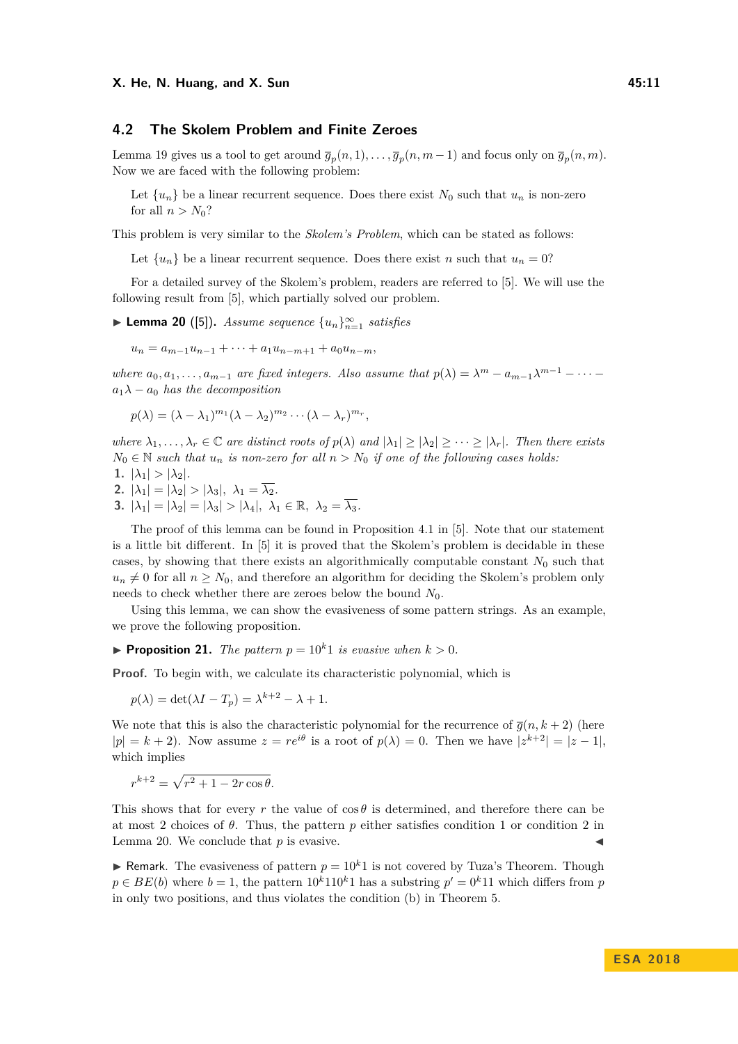## 4.2 The Skolem Problem and Finite Zeroes

Lemma 19 gives us a tool to get around $\overline{g}_p(n,1),\ldots,\overline{g}_p(n,m-1)$ and focus only on $\overline{g}_p(n,m)$. Now we are faced with the following problem:

> Let $\{u_n\}$ be a linear recurrent sequence. Does there exist $N_0$ such that $u_n$ is non-zero for all $n > N_0$?

This problem is very similar to the *Skolem's Problem*, which can be stated as follows:

> Let $\{u_n\}$ be a linear recurrent sequence. Does there exist $n$ such that $u_n = 0$?

For a detailed survey of the Skolem's problem, readers are referred to [5]. We will use the following result from [5], which partially solved our problem.

► **Lemma 20** ([5]). *Assume sequence $\{u_n\}_{n=1}^{\infty}$ satisfies*

$$u_n = a_{m-1}u_{n-1} + \cdots + a_1 u_{n-m+1} + a_0 u_{n-m},$$

*where $a_0, a_1, \ldots, a_{m-1}$ are fixed integers. Also assume that $p(\lambda) = \lambda^m - a_{m-1}\lambda^{m-1} - \cdots - a_1\lambda - a_0$ has the decomposition*

$$p(\lambda) = (\lambda-\lambda_1)^{m_1}(\lambda-\lambda_2)^{m_2}\cdots(\lambda-\lambda_r)^{m_r},$$

*where $\lambda_1, \ldots, \lambda_r \in \mathbb{C}$ are distinct roots of $p(\lambda)$ and $|\lambda_1| \geq |\lambda_2| \geq \cdots \geq |\lambda_r|$. Then there exists $N_0 \in \mathbb{N}$ such that $u_n$ is non-zero for all $n > N_0$ if one of the following cases holds:*

1. $|\lambda_1| > |\lambda_2|$.
2. $|\lambda_1| = |\lambda_2| > |\lambda_3|,\ \lambda_1 = \overline{\lambda_2}$.
3. $|\lambda_1| = |\lambda_2| = |\lambda_3| > |\lambda_4|,\ \lambda_1 \in \mathbb{R},\ \lambda_2 = \overline{\lambda_3}$.

The proof of this lemma can be found in Proposition 4.1 in [5]. Note that our statement is a little bit different. In [5] it is proved that the Skolem's problem is decidable in these cases, by showing that there exists an algorithmically computable constant $N_0$ such that $u_n \neq 0$ for all $n \geq N_0$, and therefore an algorithm for deciding the Skolem's problem only needs to check whether there are zeroes below the bound $N_0$.

Using this lemma, we can show the evasiveness of some pattern strings. As an example, we prove the following proposition.

► **Proposition 21.** *The pattern $p = 10^k1$ is evasive when $k > 0$.*

**Proof.** To begin with, we calculate its characteristic polynomial, which is

$$p(\lambda) = \det(\lambda I - T_p) = \lambda^{k+2} - \lambda + 1.$$

We note that this is also the characteristic polynomial for the recurrence of $\overline{g}(n, k+2)$ (here $|p| = k+2$). Now assume $z = re^{i\theta}$ is a root of $p(\lambda) = 0$. Then we have $|z^{k+2}| = |z-1|$, which implies

$$r^{k+2} = \sqrt{r^2 + 1 - 2r\cos\theta}.$$

This shows that for every $r$ the value of $\cos\theta$ is determined, and therefore there can be at most 2 choices of $\theta$. Thus, the pattern $p$ either satisfies condition 1 or condition 2 in Lemma 20. We conclude that $p$ is evasive. ◄

► Remark. The evasiveness of pattern $p = 10^k1$ is not covered by Tuza's Theorem. Though $p \in BE(b)$ where $b = 1$, the pattern $10^k110^k1$ has a substring $p' = 0^k11$ which differs from $p$ in only two positions, and thus violates the condition (b) in Theorem 5.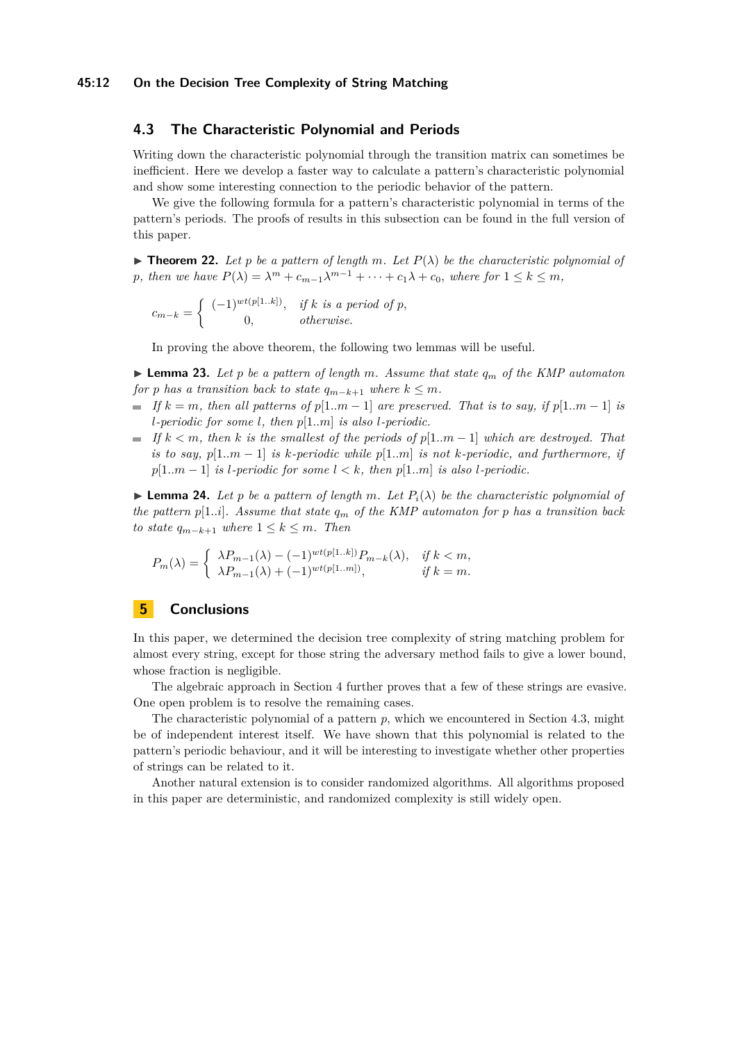## 4.3 The Characteristic Polynomial and Periods

Writing down the characteristic polynomial through the transition matrix can sometimes be inefficient. Here we develop a faster way to calculate a pattern's characteristic polynomial and show some interesting connection to the periodic behavior of the pattern.

We give the following formula for a pattern's characteristic polynomial in terms of the pattern's periods. The proofs of results in this subsection can be found in the full version of this paper.

▶ **Theorem 22.** *Let $p$ be a pattern of length $m$. Let $P(\lambda)$ be the characteristic polynomial of $p$, then we have $P(\lambda) = \lambda^m + c_{m-1}\lambda^{m-1} + \cdots + c_1\lambda + c_0$, where for $1 \le k \le m$,*

$$c_{m-k} = \begin{cases} (-1)^{wt(p[1..k])}, & \text{if } k \text{ is a period of } p, \\ 0, & \text{otherwise.} \end{cases}$$

In proving the above theorem, the following two lemmas will be useful.

▶ **Lemma 23.** *Let $p$ be a pattern of length $m$. Assume that state $q_m$ of the KMP automaton for $p$ has a transition back to state $q_{m-k+1}$ where $k \le m$.*

- *If $k = m$, then all patterns of $p[1..m-1]$ are preserved. That is to say, if $p[1..m-1]$ is $l$-periodic for some $l$, then $p[1..m]$ is also $l$-periodic.*
- *If $k < m$, then $k$ is the smallest of the periods of $p[1..m-1]$ which are destroyed. That is to say, $p[1..m-1]$ is $k$-periodic while $p[1..m]$ is not $k$-periodic, and furthermore, if $p[1..m-1]$ is $l$-periodic for some $l < k$, then $p[1..m]$ is also $l$-periodic.*

▶ **Lemma 24.** *Let $p$ be a pattern of length $m$. Let $P_i(\lambda)$ be the characteristic polynomial of the pattern $p[1..i]$. Assume that state $q_m$ of the KMP automaton for $p$ has a transition back to state $q_{m-k+1}$ where $1 \le k \le m$. Then*

$$P_m(\lambda) = \begin{cases} \lambda P_{m-1}(\lambda) - (-1)^{wt(p[1..k])} P_{m-k}(\lambda), & \text{if } k < m, \\ \lambda P_{m-1}(\lambda) + (-1)^{wt(p[1..m])}, & \text{if } k = m. \end{cases}$$

# 5 Conclusions

In this paper, we determined the decision tree complexity of string matching problem for almost every string, except for those string the adversary method fails to give a lower bound, whose fraction is negligible.

The algebraic approach in Section 4 further proves that a few of these strings are evasive. One open problem is to resolve the remaining cases.

The characteristic polynomial of a pattern $p$, which we encountered in Section 4.3, might be of independent interest itself. We have shown that this polynomial is related to the pattern's periodic behaviour, and it will be interesting to investigate whether other properties of strings can be related to it.

Another natural extension is to consider randomized algorithms. All algorithms proposed in this paper are deterministic, and randomized complexity is still widely open.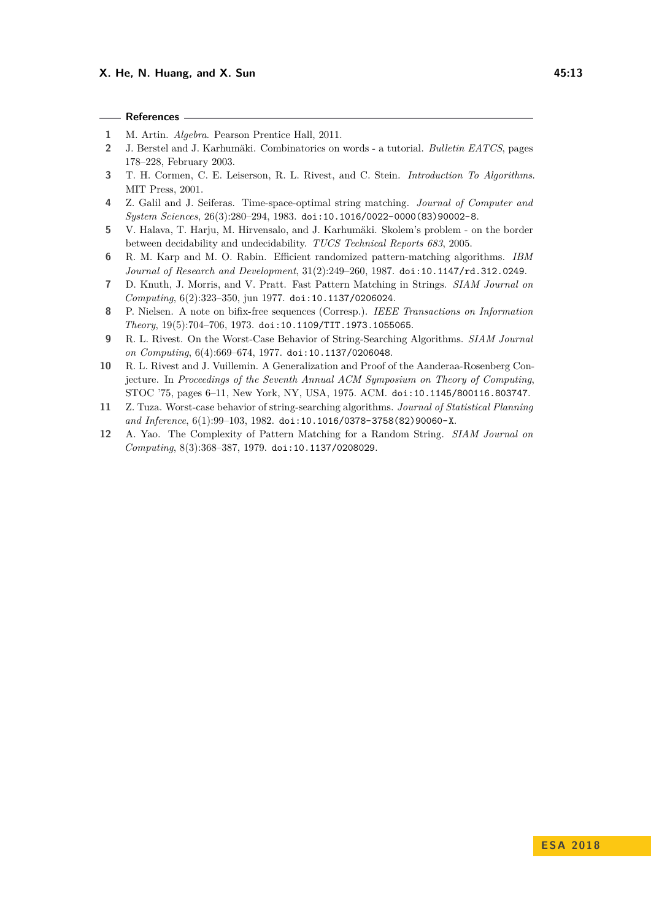## References

1. M. Artin. *Algebra*. Pearson Prentice Hall, 2011.
2. J. Berstel and J. Karhumäki. Combinatorics on words - a tutorial. *Bulletin EATCS*, pages 178–228, February 2003.
3. T. H. Cormen, C. E. Leiserson, R. L. Rivest, and C. Stein. *Introduction To Algorithms*. MIT Press, 2001.
4. Z. Galil and J. Seiferas. Time-space-optimal string matching. *Journal of Computer and System Sciences*, 26(3):280–294, 1983. doi:10.1016/0022-0000(83)90002-8.
5. V. Halava, T. Harju, M. Hirvensalo, and J. Karhumäki. Skolem's problem - on the border between decidability and undecidability. *TUCS Technical Reports 683*, 2005.
6. R. M. Karp and M. O. Rabin. Efficient randomized pattern-matching algorithms. *IBM Journal of Research and Development*, 31(2):249–260, 1987. doi:10.1147/rd.312.0249.
7. D. Knuth, J. Morris, and V. Pratt. Fast Pattern Matching in Strings. *SIAM Journal on Computing*, 6(2):323–350, jun 1977. doi:10.1137/0206024.
8. P. Nielsen. A note on bifix-free sequences (Corresp.). *IEEE Transactions on Information Theory*, 19(5):704–706, 1973. doi:10.1109/TIT.1973.1055065.
9. R. L. Rivest. On the Worst-Case Behavior of String-Searching Algorithms. *SIAM Journal on Computing*, 6(4):669–674, 1977. doi:10.1137/0206048.
10. R. L. Rivest and J. Vuillemin. A Generalization and Proof of the Aanderaa-Rosenberg Conjecture. In *Proceedings of the Seventh Annual ACM Symposium on Theory of Computing*, STOC '75, pages 6–11, New York, NY, USA, 1975. ACM. doi:10.1145/800116.803747.
11. Z. Tuza. Worst-case behavior of string-searching algorithms. *Journal of Statistical Planning and Inference*, 6(1):99–103, 1982. doi:10.1016/0378-3758(82)90060-X.
12. A. Yao. The Complexity of Pattern Matching for a Random String. *SIAM Journal on Computing*, 8(3):368–387, 1979. doi:10.1137/0208029.